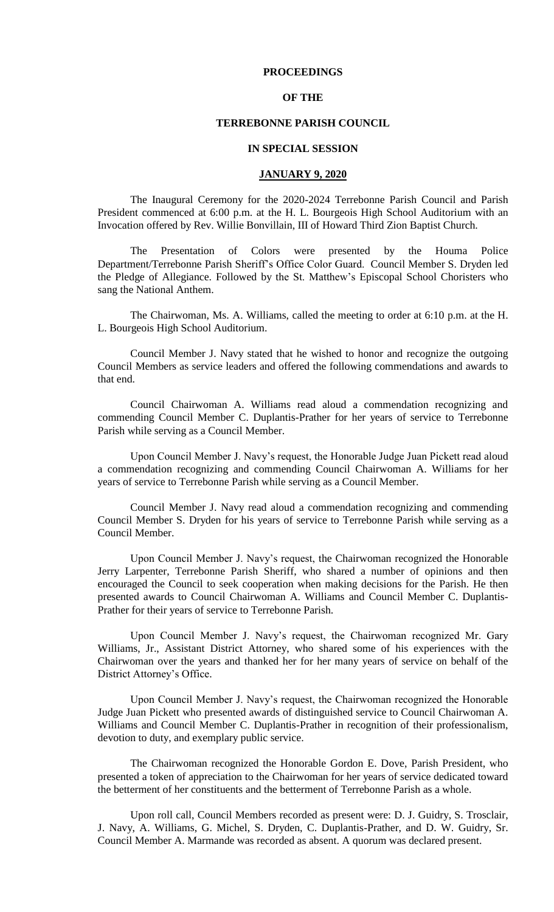**PROCEEDINGS**

**OF THE**

**TERREBONNE PARISH COUNCIL**

**IN SPECIAL SESSION**

**JANUARY 9, 2020**

The Inaugural Ceremony for the 2020-2024 Terrebonne Parish Council and Parish President commenced at 6:00 p.m. at the H. L. Bourgeois High School Auditorium with an Invocation offered by Rev. Willie Bonvillain, III of Howard Third Zion Baptist Church.

The Presentation of Colors were presented by the Houma Police Department/Terrebonne Parish Sheriff's Office Color Guard. Council Member S. Dryden led the Pledge of Allegiance. Followed by the St. Matthew's Episcopal School Choristers who sang the National Anthem.

The Chairwoman, Ms. A. Williams, called the meeting to order at 6:10 p.m. at the H. L. Bourgeois High School Auditorium.

Council Member J. Navy stated that he wished to honor and recognize the outgoing Council Members as service leaders and offered the following commendations and awards to that end.

Council Chairwoman A. Williams read aloud a commendation recognizing and commending Council Member C. Duplantis-Prather for her years of service to Terrebonne Parish while serving as a Council Member.

Upon Council Member J. Navy's request, the Honorable Judge Juan Pickett read aloud a commendation recognizing and commending Council Chairwoman A. Williams for her years of service to Terrebonne Parish while serving as a Council Member.

Council Member J. Navy read aloud a commendation recognizing and commending Council Member S. Dryden for his years of service to Terrebonne Parish while serving as a Council Member.

Upon Council Member J. Navy's request, the Chairwoman recognized the Honorable Jerry Larpenter, Terrebonne Parish Sheriff, who shared a number of opinions and then encouraged the Council to seek cooperation when making decisions for the Parish. He then presented awards to Council Chairwoman A. Williams and Council Member C. Duplantis-Prather for their years of service to Terrebonne Parish.

Upon Council Member J. Navy's request, the Chairwoman recognized Mr. Gary Williams, Jr., Assistant District Attorney, who shared some of his experiences with the Chairwoman over the years and thanked her for her many years of service on behalf of the District Attorney's Office.

Upon Council Member J. Navy's request, the Chairwoman recognized the Honorable Judge Juan Pickett who presented awards of distinguished service to Council Chairwoman A. Williams and Council Member C. Duplantis-Prather in recognition of their professionalism, devotion to duty, and exemplary public service.

The Chairwoman recognized the Honorable Gordon E. Dove, Parish President, who presented a token of appreciation to the Chairwoman for her years of service dedicated toward the betterment of her constituents and the betterment of Terrebonne Parish as a whole.

Upon roll call, Council Members recorded as present were: D. J. Guidry, S. Trosclair, J. Navy, A. Williams, G. Michel, S. Dryden, C. Duplantis-Prather, and D. W. Guidry, Sr. Council Member A. Marmande was recorded as absent. A quorum was declared present.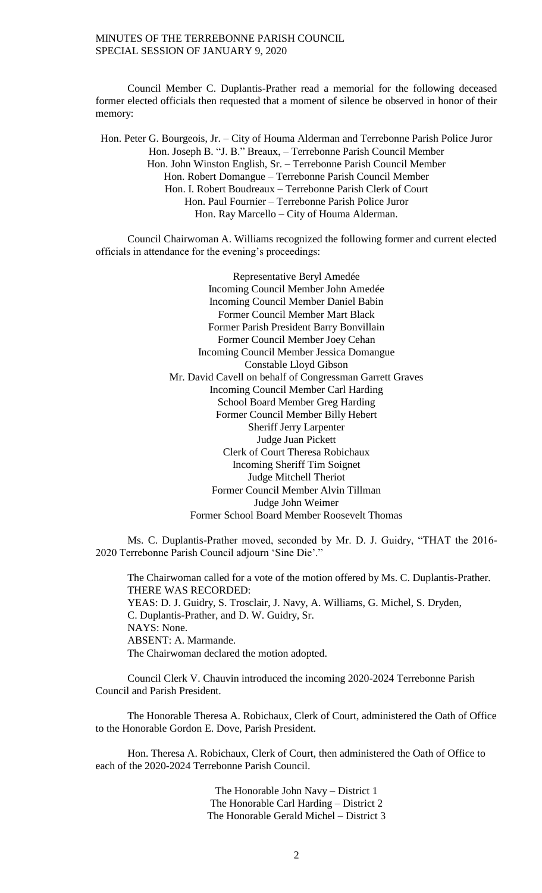Council Member C. Duplantis-Prather read a memorial for the following deceased former elected officials then requested that a moment of silence be observed in honor of their memory:

Hon. Peter G. Bourgeois, Jr. – City of Houma Alderman and Terrebonne Parish Police Juror
Hon. Joseph B. "J. B." Breaux, – Terrebonne Parish Council Member
Hon. John Winston English, Sr. – Terrebonne Parish Council Member
Hon. Robert Domangue – Terrebonne Parish Council Member
Hon. I. Robert Boudreaux – Terrebonne Parish Clerk of Court
Hon. Paul Fournier – Terrebonne Parish Police Juror
Hon. Ray Marcello – City of Houma Alderman.

Council Chairwoman A. Williams recognized the following former and current elected officials in attendance for the evening's proceedings:

Representative Beryl Amedée
Incoming Council Member John Amedée
Incoming Council Member Daniel Babin
Former Council Member Mart Black
Former Parish President Barry Bonvillain
Former Council Member Joey Cehan
Incoming Council Member Jessica Domangue
Constable Lloyd Gibson
Mr. David Cavell on behalf of Congressman Garrett Graves
Incoming Council Member Carl Harding
School Board Member Greg Harding
Former Council Member Billy Hebert
Sheriff Jerry Larpenter
Judge Juan Pickett
Clerk of Court Theresa Robichaux
Incoming Sheriff Tim Soignet
Judge Mitchell Theriot
Former Council Member Alvin Tillman
Judge John Weimer
Former School Board Member Roosevelt Thomas

Ms. C. Duplantis-Prather moved, seconded by Mr. D. J. Guidry, "THAT the 2016-2020 Terrebonne Parish Council adjourn 'Sine Die'."

The Chairwoman called for a vote of the motion offered by Ms. C. Duplantis-Prather.
THERE WAS RECORDED:
YEAS: D. J. Guidry, S. Trosclair, J. Navy, A. Williams, G. Michel, S. Dryden, C. Duplantis-Prather, and D. W. Guidry, Sr.
NAYS: None.
ABSENT: A. Marmande.
The Chairwoman declared the motion adopted.

Council Clerk V. Chauvin introduced the incoming 2020-2024 Terrebonne Parish Council and Parish President.

The Honorable Theresa A. Robichaux, Clerk of Court, administered the Oath of Office to the Honorable Gordon E. Dove, Parish President.

Hon. Theresa A. Robichaux, Clerk of Court, then administered the Oath of Office to each of the 2020-2024 Terrebonne Parish Council.

The Honorable John Navy – District 1
The Honorable Carl Harding – District 2
The Honorable Gerald Michel – District 3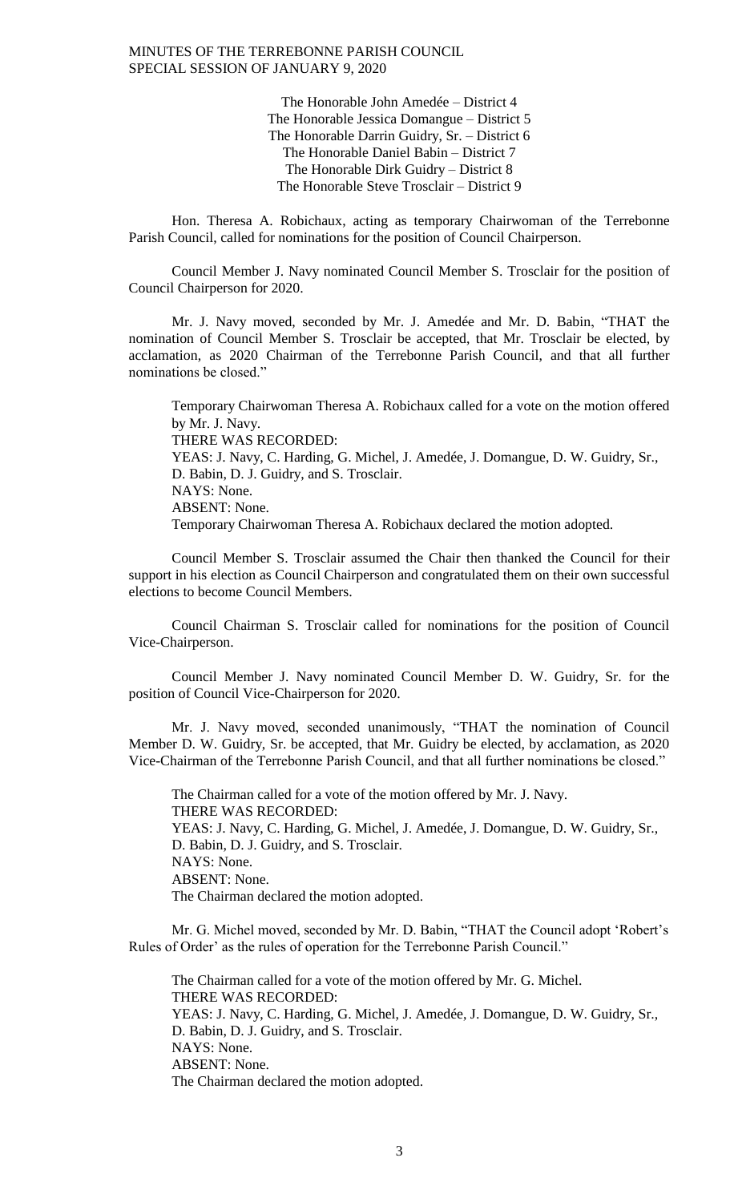The Honorable John Amedée – District 4
The Honorable Jessica Domangue – District 5
The Honorable Darrin Guidry, Sr. – District 6
The Honorable Daniel Babin – District 7
The Honorable Dirk Guidry – District 8
The Honorable Steve Trosclair – District 9

Hon. Theresa A. Robichaux, acting as temporary Chairwoman of the Terrebonne Parish Council, called for nominations for the position of Council Chairperson.

Council Member J. Navy nominated Council Member S. Trosclair for the position of Council Chairperson for 2020.

Mr. J. Navy moved, seconded by Mr. J. Amedée and Mr. D. Babin, "THAT the nomination of Council Member S. Trosclair be accepted, that Mr. Trosclair be elected, by acclamation, as 2020 Chairman of the Terrebonne Parish Council, and that all further nominations be closed."

Temporary Chairwoman Theresa A. Robichaux called for a vote on the motion offered by Mr. J. Navy.
THERE WAS RECORDED:
YEAS: J. Navy, C. Harding, G. Michel, J. Amedée, J. Domangue, D. W. Guidry, Sr., D. Babin, D. J. Guidry, and S. Trosclair.
NAYS: None.
ABSENT: None.
Temporary Chairwoman Theresa A. Robichaux declared the motion adopted.

Council Member S. Trosclair assumed the Chair then thanked the Council for their support in his election as Council Chairperson and congratulated them on their own successful elections to become Council Members.

Council Chairman S. Trosclair called for nominations for the position of Council Vice-Chairperson.

Council Member J. Navy nominated Council Member D. W. Guidry, Sr. for the position of Council Vice-Chairperson for 2020.

Mr. J. Navy moved, seconded unanimously, "THAT the nomination of Council Member D. W. Guidry, Sr. be accepted, that Mr. Guidry be elected, by acclamation, as 2020 Vice-Chairman of the Terrebonne Parish Council, and that all further nominations be closed."

The Chairman called for a vote of the motion offered by Mr. J. Navy.
THERE WAS RECORDED:
YEAS: J. Navy, C. Harding, G. Michel, J. Amedée, J. Domangue, D. W. Guidry, Sr., D. Babin, D. J. Guidry, and S. Trosclair.
NAYS: None.
ABSENT: None.
The Chairman declared the motion adopted.

Mr. G. Michel moved, seconded by Mr. D. Babin, "THAT the Council adopt 'Robert's Rules of Order' as the rules of operation for the Terrebonne Parish Council."

The Chairman called for a vote of the motion offered by Mr. G. Michel.
THERE WAS RECORDED:
YEAS: J. Navy, C. Harding, G. Michel, J. Amedée, J. Domangue, D. W. Guidry, Sr., D. Babin, D. J. Guidry, and S. Trosclair.
NAYS: None.
ABSENT: None.
The Chairman declared the motion adopted.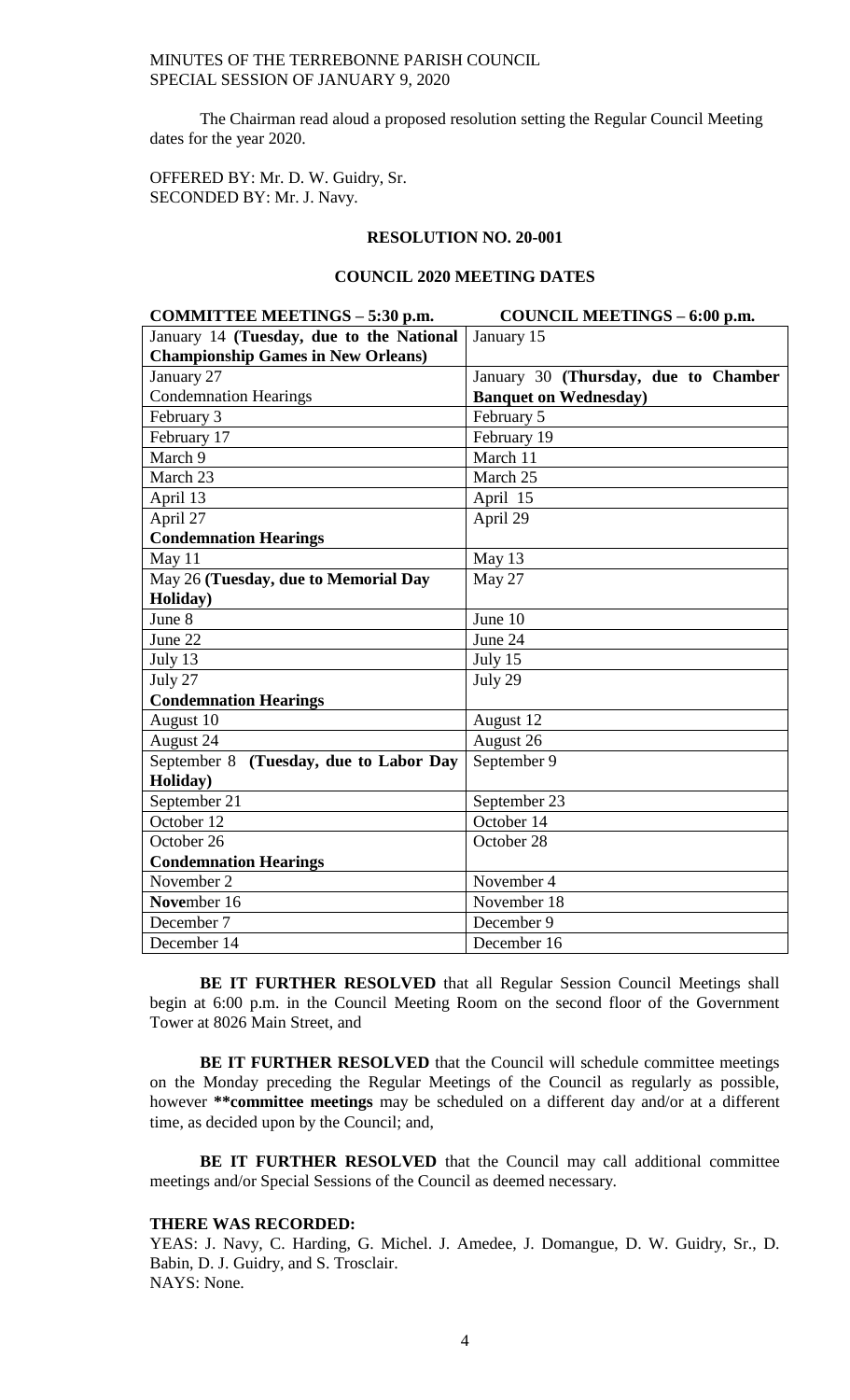MINUTES OF THE TERREBONNE PARISH COUNCIL
SPECIAL SESSION OF JANUARY 9, 2020

The Chairman read aloud a proposed resolution setting the Regular Council Meeting dates for the year 2020.

OFFERED BY: Mr. D. W. Guidry, Sr.
SECONDED BY: Mr. J. Navy.

**RESOLUTION NO. 20-001**

**COUNCIL 2020 MEETING DATES**

| **COMMITTEE MEETINGS – 5:30 p.m.** | **COUNCIL MEETINGS – 6:00 p.m.** |
|---|---|
| January 14 **(Tuesday, due to the National Championship Games in New Orleans)** | January 15 |
| January 27<br>Condemnation Hearings | January 30 **(Thursday, due to Chamber Banquet on Wednesday)** |
| February 3 | February 5 |
| February 17 | February 19 |
| March 9 | March 11 |
| March 23 | March 25 |
| April 13 | April 15 |
| April 27<br>**Condemnation Hearings** | April 29 |
| May 11 | May 13 |
| May 26 **(Tuesday, due to Memorial Day Holiday)** | May 27 |
| June 8 | June 10 |
| June 22 | June 24 |
| July 13 | July 15 |
| July 27<br>**Condemnation Hearings** | July 29 |
| August 10 | August 12 |
| August 24 | August 26 |
| September 8 **(Tuesday, due to Labor Day Holiday)** | September 9 |
| September 21 | September 23 |
| October 12 | October 14 |
| October 26<br>**Condemnation Hearings** | October 28 |
| November 2 | November 4 |
| **Nove**mber 16 | November 18 |
| December 7 | December 9 |
| December 14 | December 16 |

**BE IT FURTHER RESOLVED** that all Regular Session Council Meetings shall begin at 6:00 p.m. in the Council Meeting Room on the second floor of the Government Tower at 8026 Main Street, and

**BE IT FURTHER RESOLVED** that the Council will schedule committee meetings on the Monday preceding the Regular Meetings of the Council as regularly as possible, however **\*\*committee meetings** may be scheduled on a different day and/or at a different time, as decided upon by the Council; and,

**BE IT FURTHER RESOLVED** that the Council may call additional committee meetings and/or Special Sessions of the Council as deemed necessary.

**THERE WAS RECORDED:**
YEAS: J. Navy, C. Harding, G. Michel. J. Amedee, J. Domangue, D. W. Guidry, Sr., D. Babin, D. J. Guidry, and S. Trosclair.
NAYS: None.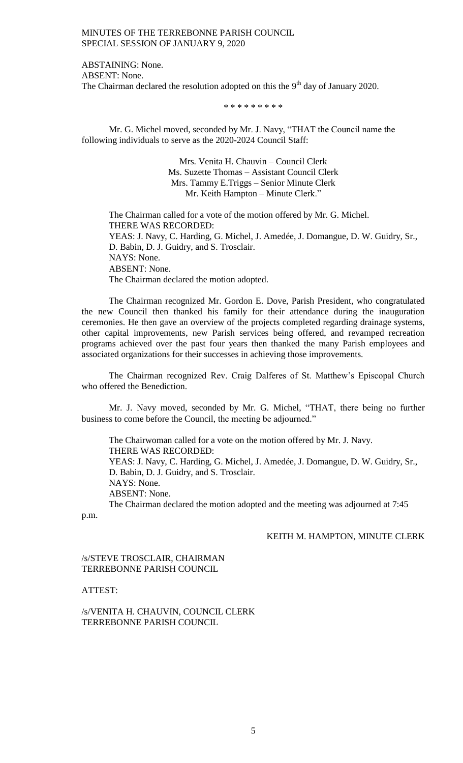ABSTAINING: None.
ABSENT: None.
The Chairman declared the resolution adopted on this the 9th day of January 2020.

\* \* \* \* \* \* \* \* \*

Mr. G. Michel moved, seconded by Mr. J. Navy, "THAT the Council name the following individuals to serve as the 2020-2024 Council Staff:

Mrs. Venita H. Chauvin – Council Clerk
Ms. Suzette Thomas – Assistant Council Clerk
Mrs. Tammy E.Triggs – Senior Minute Clerk
Mr. Keith Hampton – Minute Clerk."

The Chairman called for a vote of the motion offered by Mr. G. Michel.
THERE WAS RECORDED:
YEAS: J. Navy, C. Harding, G. Michel, J. Amedée, J. Domangue, D. W. Guidry, Sr., D. Babin, D. J. Guidry, and S. Trosclair.
NAYS: None.
ABSENT: None.
The Chairman declared the motion adopted.

The Chairman recognized Mr. Gordon E. Dove, Parish President, who congratulated the new Council then thanked his family for their attendance during the inauguration ceremonies. He then gave an overview of the projects completed regarding drainage systems, other capital improvements, new Parish services being offered, and revamped recreation programs achieved over the past four years then thanked the many Parish employees and associated organizations for their successes in achieving those improvements.

The Chairman recognized Rev. Craig Dalferes of St. Matthew's Episcopal Church who offered the Benediction.

Mr. J. Navy moved, seconded by Mr. G. Michel, "THAT, there being no further business to come before the Council, the meeting be adjourned."

The Chairwoman called for a vote on the motion offered by Mr. J. Navy.
THERE WAS RECORDED:
YEAS: J. Navy, C. Harding, G. Michel, J. Amedée, J. Domangue, D. W. Guidry, Sr., D. Babin, D. J. Guidry, and S. Trosclair.
NAYS: None.
ABSENT: None.
The Chairman declared the motion adopted and the meeting was adjourned at 7:45 p.m.

KEITH M. HAMPTON, MINUTE CLERK

/s/STEVE TROSCLAIR, CHAIRMAN
TERREBONNE PARISH COUNCIL

ATTEST:

/s/VENITA H. CHAUVIN, COUNCIL CLERK
TERREBONNE PARISH COUNCIL